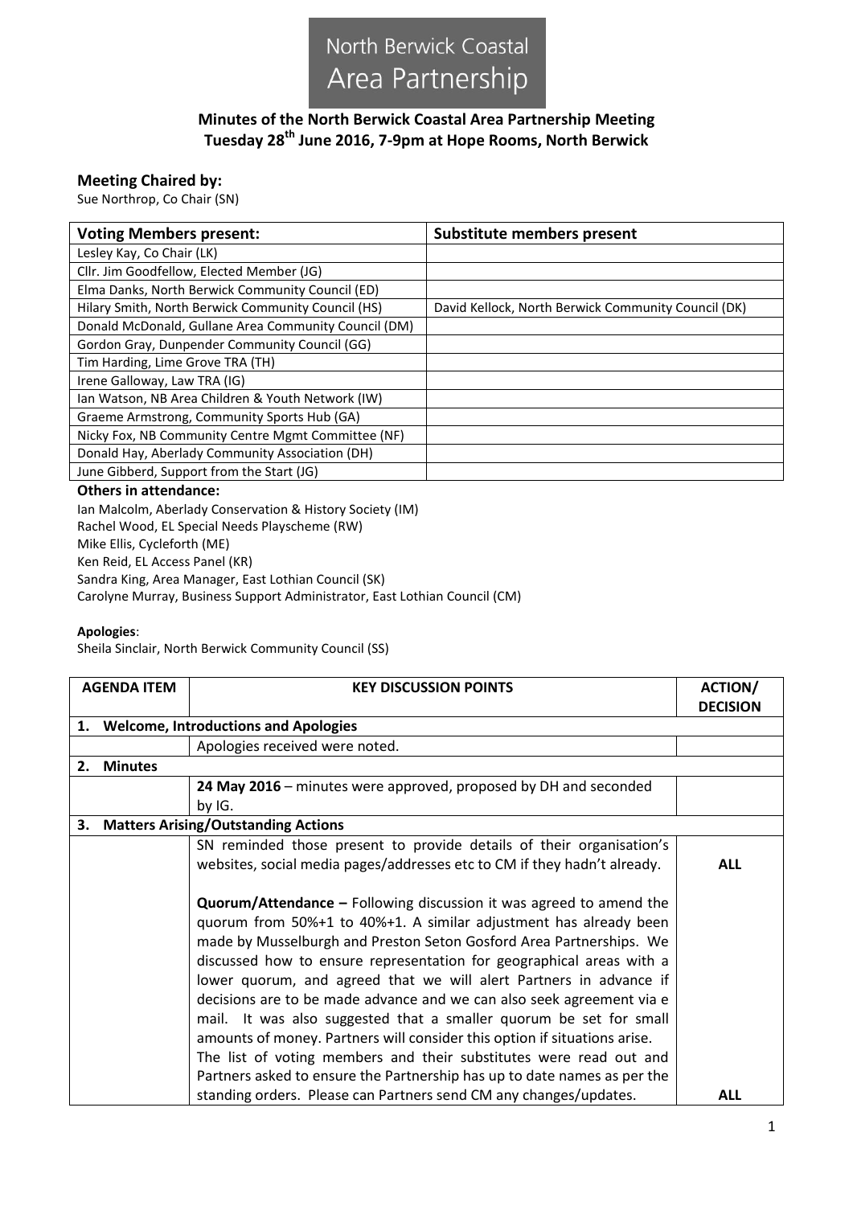North Berwick Coastal Area Partnership

# Minutes of the North Berwick Coastal Area Partnership Meeting
## Tuesday 28th June 2016, 7-9pm at Hope Rooms, North Berwick

### Meeting Chaired by:

Sue Northrop, Co Chair (SN)

| Voting Members present: | Substitute members present |
|---|---|
| Lesley Kay, Co Chair (LK) | |
| Cllr. Jim Goodfellow, Elected Member (JG) | |
| Elma Danks, North Berwick Community Council (ED) | |
| Hilary Smith, North Berwick Community Council (HS) | David Kellock, North Berwick Community Council (DK) |
| Donald McDonald, Gullane Area Community Council (DM) | |
| Gordon Gray, Dunpender Community Council (GG) | |
| Tim Harding, Lime Grove TRA (TH) | |
| Irene Galloway, Law TRA (IG) | |
| Ian Watson, NB Area Children & Youth Network (IW) | |
| Graeme Armstrong, Community Sports Hub (GA) | |
| Nicky Fox, NB Community Centre Mgmt Committee (NF) | |
| Donald Hay, Aberlady Community Association (DH) | |
| June Gibberd, Support from the Start (JG) | |

**Others in attendance:**

Ian Malcolm, Aberlady Conservation & History Society (IM)
Rachel Wood, EL Special Needs Playscheme (RW)
Mike Ellis, Cycleforth (ME)
Ken Reid, EL Access Panel (KR)
Sandra King, Area Manager, East Lothian Council (SK)
Carolyne Murray, Business Support Administrator, East Lothian Council (CM)

**Apologies**:

Sheila Sinclair, North Berwick Community Council (SS)

| AGENDA ITEM | KEY DISCUSSION POINTS | ACTION/ DECISION |
|---|---|---|
| **1. Welcome, Introductions and Apologies** | | |
| | Apologies received were noted. | |
| **2. Minutes** | | |
| | **24 May 2016** – minutes were approved, proposed by DH and seconded by IG. | |
| **3. Matters Arising/Outstanding Actions** | | |
| | SN reminded those present to provide details of their organisation's websites, social media pages/addresses etc to CM if they hadn't already. | **ALL** |
| | **Quorum/Attendance –** Following discussion it was agreed to amend the quorum from 50%+1 to 40%+1. A similar adjustment has already been made by Musselburgh and Preston Seton Gosford Area Partnerships. We discussed how to ensure representation for geographical areas with a lower quorum, and agreed that we will alert Partners in advance if decisions are to be made advance and we can also seek agreement via e mail. It was also suggested that a smaller quorum be set for small amounts of money. Partners will consider this option if situations arise. The list of voting members and their substitutes were read out and Partners asked to ensure the Partnership has up to date names as per the standing orders. Please can Partners send CM any changes/updates. | **ALL** |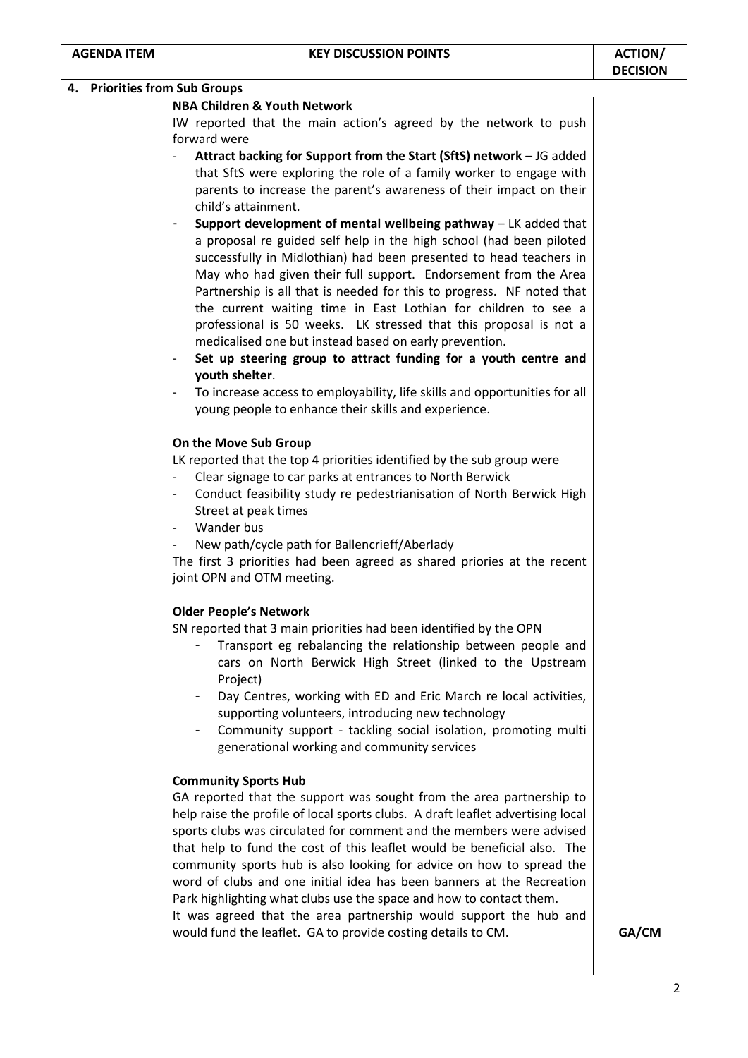| AGENDA ITEM | KEY DISCUSSION POINTS | ACTION/ DECISION |
|---|---|---|
| **4. Priorities from Sub Groups** | | |
| | **NBA Children & Youth Network**<br>IW reported that the main action's agreed by the network to push forward were<br>- **Attract backing for Support from the Start (SftS) network** – JG added that SftS were exploring the role of a family worker to engage with parents to increase the parent's awareness of their impact on their child's attainment.<br>- **Support development of mental wellbeing pathway** – LK added that a proposal re guided self help in the high school (had been piloted successfully in Midlothian) had been presented to head teachers in May who had given their full support. Endorsement from the Area Partnership is all that is needed for this to progress. NF noted that the current waiting time in East Lothian for children to see a professional is 50 weeks. LK stressed that this proposal is not a medicalised one but instead based on early prevention.<br>- **Set up steering group to attract funding for a youth centre and youth shelter**.<br>- To increase access to employability, life skills and opportunities for all young people to enhance their skills and experience.<br><br>**On the Move Sub Group**<br>LK reported that the top 4 priorities identified by the sub group were<br>- Clear signage to car parks at entrances to North Berwick<br>- Conduct feasibility study re pedestrianisation of North Berwick High Street at peak times<br>- Wander bus<br>- New path/cycle path for Ballencrieff/Aberlady<br>The first 3 priorities had been agreed as shared priories at the recent joint OPN and OTM meeting.<br><br>**Older People's Network**<br>SN reported that 3 main priorities had been identified by the OPN<br>- Transport eg rebalancing the relationship between people and cars on North Berwick High Street (linked to the Upstream Project)<br>- Day Centres, working with ED and Eric March re local activities, supporting volunteers, introducing new technology<br>- Community support - tackling social isolation, promoting multi generational working and community services<br><br>**Community Sports Hub**<br>GA reported that the support was sought from the area partnership to help raise the profile of local sports clubs. A draft leaflet advertising local sports clubs was circulated for comment and the members were advised that help to fund the cost of this leaflet would be beneficial also. The community sports hub is also looking for advice on how to spread the word of clubs and one initial idea has been banners at the Recreation Park highlighting what clubs use the space and how to contact them.<br>It was agreed that the area partnership would support the hub and would fund the leaflet. GA to provide costing details to CM. | **GA/CM** |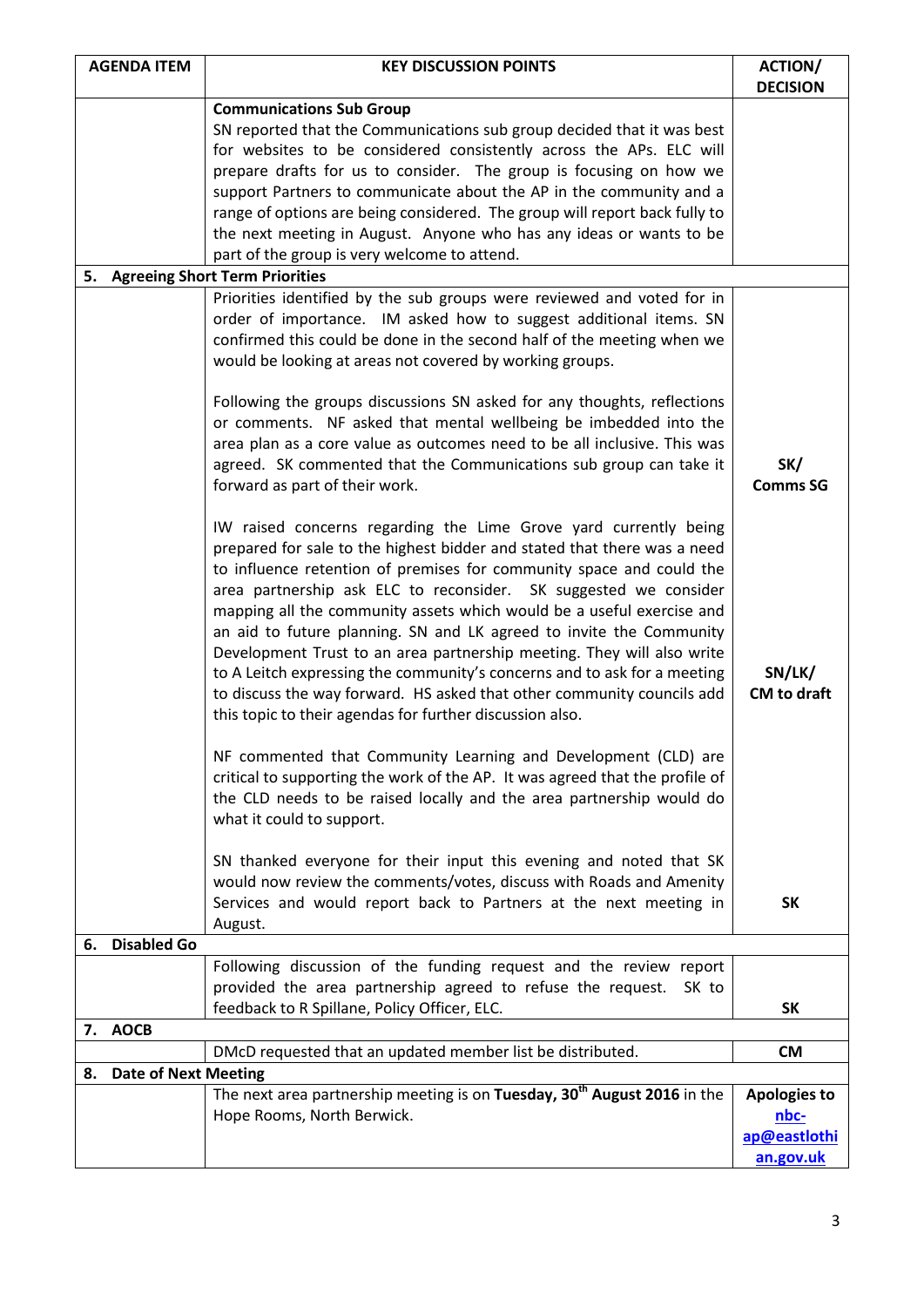| AGENDA ITEM | KEY DISCUSSION POINTS | ACTION/ DECISION |
|---|---|---|
| | **Communications Sub Group**<br>SN reported that the Communications sub group decided that it was best for websites to be considered consistently across the APs. ELC will prepare drafts for us to consider. The group is focusing on how we support Partners to communicate about the AP in the community and a range of options are being considered. The group will report back fully to the next meeting in August. Anyone who has any ideas or wants to be part of the group is very welcome to attend. | |
| **5. Agreeing Short Term Priorities** | | |
| | Priorities identified by the sub groups were reviewed and voted for in order of importance. IM asked how to suggest additional items. SN confirmed this could be done in the second half of the meeting when we would be looking at areas not covered by working groups.<br><br>Following the groups discussions SN asked for any thoughts, reflections or comments. NF asked that mental wellbeing be imbedded into the area plan as a core value as outcomes need to be all inclusive. This was agreed. SK commented that the Communications sub group can take it forward as part of their work. | **SK/ Comms SG** |
| | IW raised concerns regarding the Lime Grove yard currently being prepared for sale to the highest bidder and stated that there was a need to influence retention of premises for community space and could the area partnership ask ELC to reconsider. SK suggested we consider mapping all the community assets which would be a useful exercise and an aid to future planning. SN and LK agreed to invite the Community Development Trust to an area partnership meeting. They will also write to A Leitch expressing the community's concerns and to ask for a meeting to discuss the way forward. HS asked that other community councils add this topic to their agendas for further discussion also. | **SN/LK/ CM to draft** |
| | NF commented that Community Learning and Development (CLD) are critical to supporting the work of the AP. It was agreed that the profile of the CLD needs to be raised locally and the area partnership would do what it could to support. | |
| | SN thanked everyone for their input this evening and noted that SK would now review the comments/votes, discuss with Roads and Amenity Services and would report back to Partners at the next meeting in August. | **SK** |
| **6. Disabled Go** | | |
| | Following discussion of the funding request and the review report provided the area partnership agreed to refuse the request. SK to feedback to R Spillane, Policy Officer, ELC. | **SK** |
| **7. AOCB** | | |
| | DMcD requested that an updated member list be distributed. | **CM** |
| **8. Date of Next Meeting** | | |
| | The next area partnership meeting is on **Tuesday, 30th August 2016** in the Hope Rooms, North Berwick. | **Apologies to** nbc-ap@eastlothian.gov.uk |